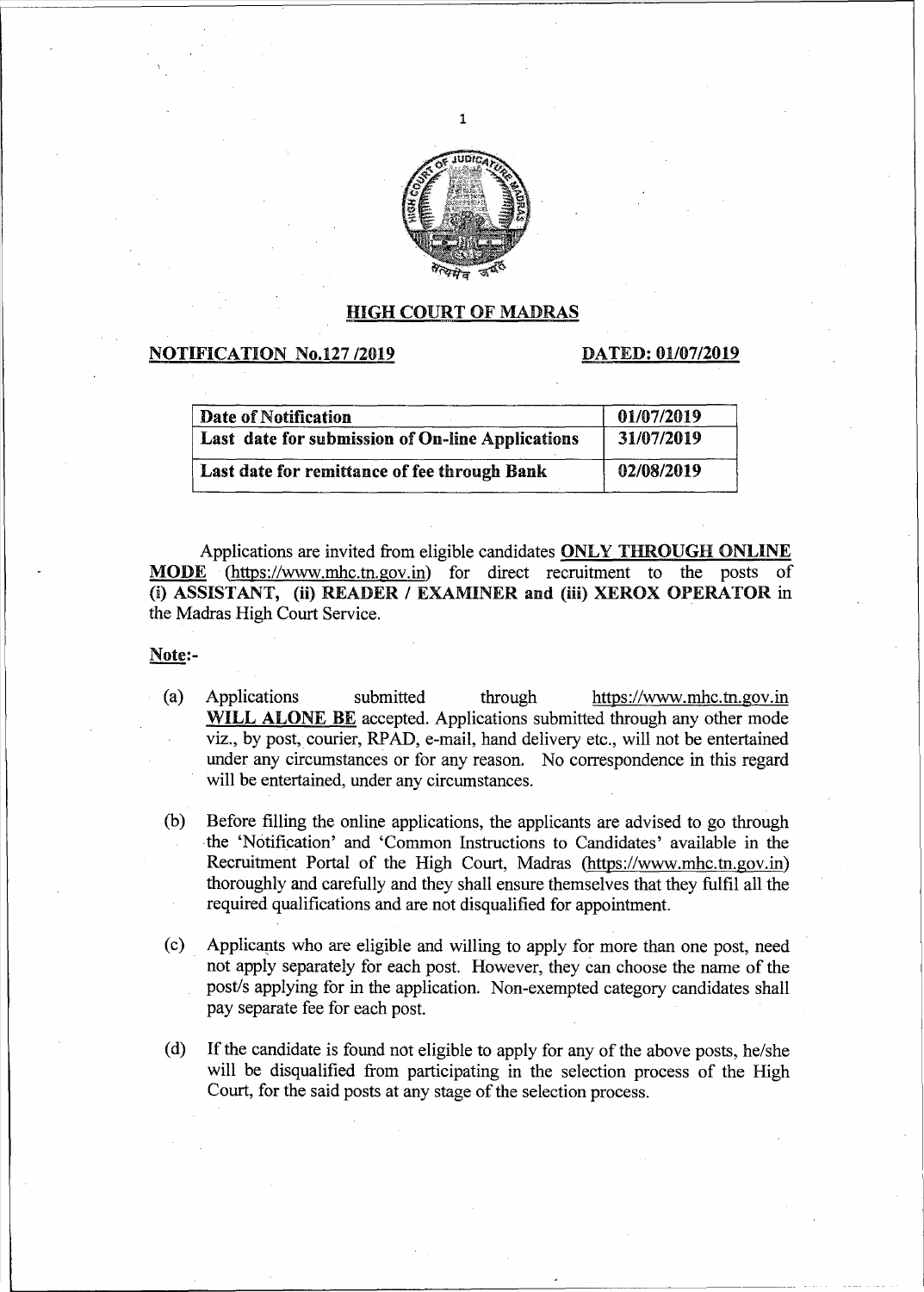## HIGH COURT OF MADRAS

**NOTIFICATION No.127 /2019** **DATED: 01/07/2019**

| Date of Notification | 01/07/2019 |
|---|---|
| Last date for submission of On-line Applications | 31/07/2019 |
| Last date for remittance of fee through Bank | 02/08/2019 |

Applications are invited from eligible candidates **ONLY THROUGH ONLINE MODE** (https://www.mhc.tn.gov.in) for direct recruitment to the posts of **(i) ASSISTANT, (ii) READER / EXAMINER and (iii) XEROX OPERATOR** in the Madras High Court Service.

**Note:-**

(a) Applications submitted through https://www.mhc.tn.gov.in **WILL ALONE BE** accepted. Applications submitted through any other mode viz., by post, courier, RPAD, e-mail, hand delivery etc., will not be entertained under any circumstances or for any reason. No correspondence in this regard will be entertained, under any circumstances.

(b) Before filling the online applications, the applicants are advised to go through the 'Notification' and 'Common Instructions to Candidates' available in the Recruitment Portal of the High Court, Madras (https://www.mhc.tn.gov.in) thoroughly and carefully and they shall ensure themselves that they fulfil all the required qualifications and are not disqualified for appointment.

(c) Applicants who are eligible and willing to apply for more than one post, need not apply separately for each post. However, they can choose the name of the post/s applying for in the application. Non-exempted category candidates shall pay separate fee for each post.

(d) If the candidate is found not eligible to apply for any of the above posts, he/she will be disqualified from participating in the selection process of the High Court, for the said posts at any stage of the selection process.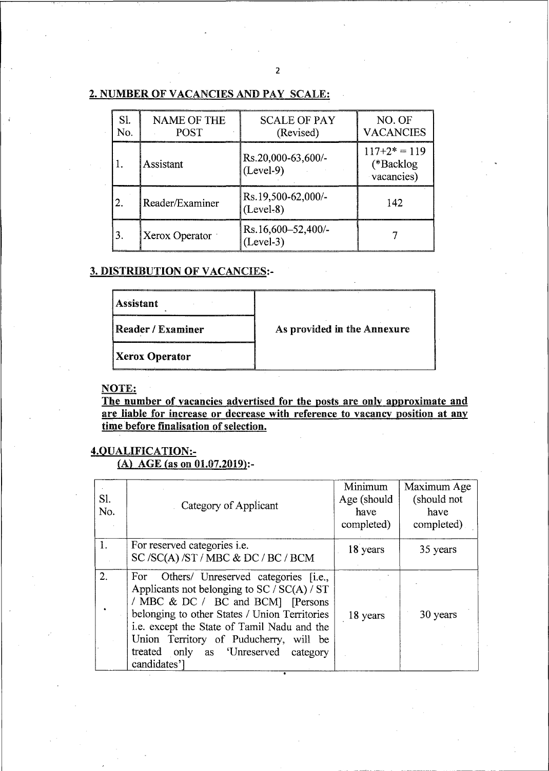## 2. NUMBER OF VACANCIES AND PAY SCALE:

| Sl. No. | NAME OF THE POST | SCALE OF PAY (Revised) | NO. OF VACANCIES |
|---|---|---|---|
| 1. | Assistant | Rs.20,000-63,600/- (Level-9) | 117+2* = 119 (*Backlog vacancies) |
| 2. | Reader/Examiner | Rs.19,500-62,000/- (Level-8) | 142 |
| 3. | Xerox Operator | Rs.16,600–52,400/- (Level-3) | 7 |

## 3. DISTRIBUTION OF VACANCIES:-

| | |
|---|---|
| **Assistant** | **As provided in the Annexure** |
| **Reader / Examiner** | |
| **Xerox Operator** | |

**NOTE:**

**The number of vacancies advertised for the posts are only approximate and are liable for increase or decrease with reference to vacancy position at any time before finalisation of selection.**

## 4.QUALIFICATION:-

### (A) AGE (as on 01.07.2019):-

| Sl. No. | Category of Applicant | Minimum Age (should have completed) | Maximum Age (should not have completed) |
|---|---|---|---|
| 1. | For reserved categories i.e. SC /SC(A) /ST / MBC & DC / BC / BCM | 18 years | 35 years |
| 2. | For Others/ Unreserved categories [i.e., Applicants not belonging to SC / SC(A) / ST / MBC & DC / BC and BCM] [Persons belonging to other States / Union Territories i.e. except the State of Tamil Nadu and the Union Territory of Puducherry, will be treated only as 'Unreserved category candidates'] | 18 years | 30 years |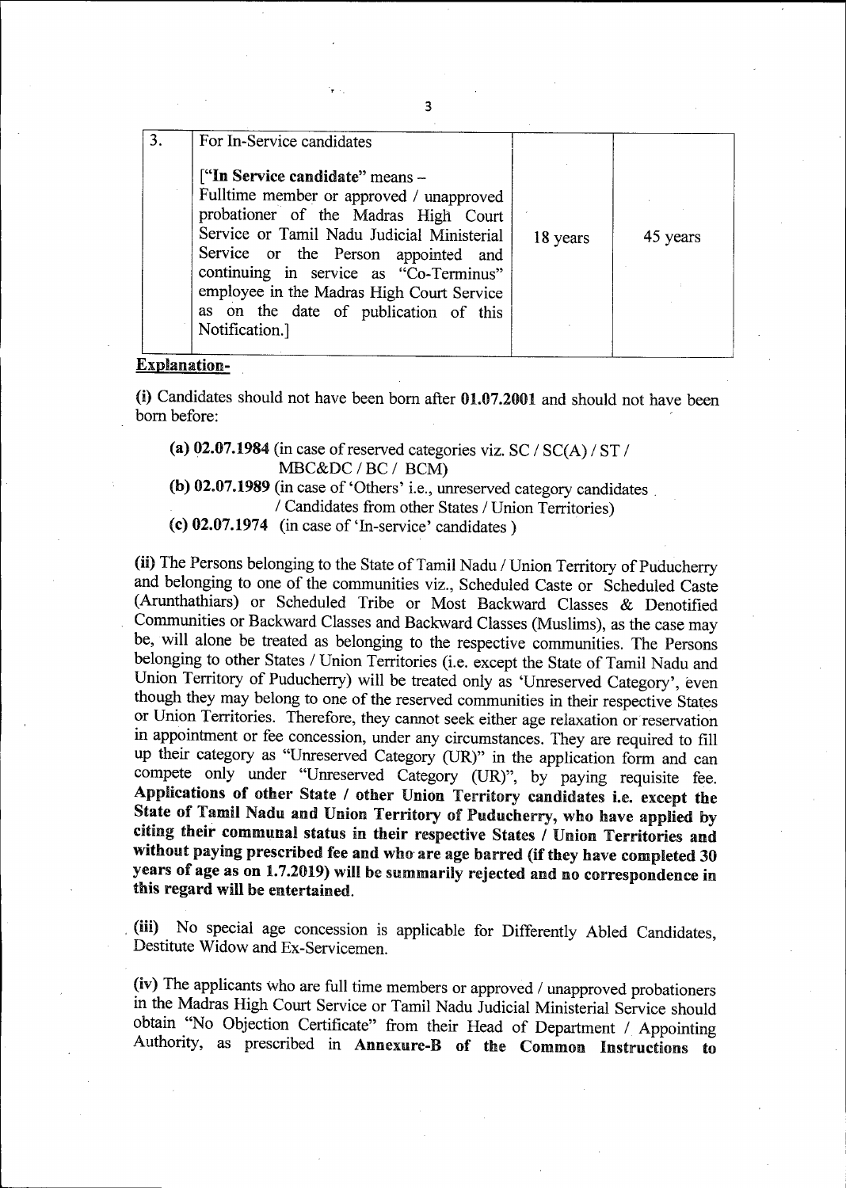| 3. | For In-Service candidates<br><br>["**In Service candidate**" means –<br>Fulltime member or approved / unapproved probationer of the Madras High Court Service or Tamil Nadu Judicial Ministerial Service or the Person appointed and continuing in service as "Co-Terminus" employee in the Madras High Court Service as on the date of publication of this Notification.] | 18 years | 45 years |
|---|---|---|---|

**Explanation-**

**(i)** Candidates should not have been born after **01.07.2001** and should not have been born before:

- **(a) 02.07.1984** (in case of reserved categories viz. SC / SC(A) / ST / MBC&DC / BC / BCM)
- **(b) 02.07.1989** (in case of 'Others' i.e., unreserved category candidates / Candidates from other States / Union Territories)
- **(c) 02.07.1974** (in case of 'In-service' candidates )

**(ii)** The Persons belonging to the State of Tamil Nadu / Union Territory of Puducherry and belonging to one of the communities viz., Scheduled Caste or Scheduled Caste (Arunthathiars) or Scheduled Tribe or Most Backward Classes & Denotified Communities or Backward Classes and Backward Classes (Muslims), as the case may be, will alone be treated as belonging to the respective communities. The Persons belonging to other States / Union Territories (i.e. except the State of Tamil Nadu and Union Territory of Puducherry) will be treated only as 'Unreserved Category', even though they may belong to one of the reserved communities in their respective States or Union Territories. Therefore, they cannot seek either age relaxation or reservation in appointment or fee concession, under any circumstances. They are required to fill up their category as "Unreserved Category (UR)" in the application form and can compete only under "Unreserved Category (UR)", by paying requisite fee. **Applications of other State / other Union Territory candidates i.e. except the State of Tamil Nadu and Union Territory of Puducherry, who have applied by citing their communal status in their respective States / Union Territories and without paying prescribed fee and who are age barred (if they have completed 30 years of age as on 1.7.2019) will be summarily rejected and no correspondence in this regard will be entertained.**

**(iii)** No special age concession is applicable for Differently Abled Candidates, Destitute Widow and Ex-Servicemen.

**(iv)** The applicants who are full time members or approved / unapproved probationers in the Madras High Court Service or Tamil Nadu Judicial Ministerial Service should obtain "No Objection Certificate" from their Head of Department / Appointing Authority, as prescribed in **Annexure-B of the Common Instructions to**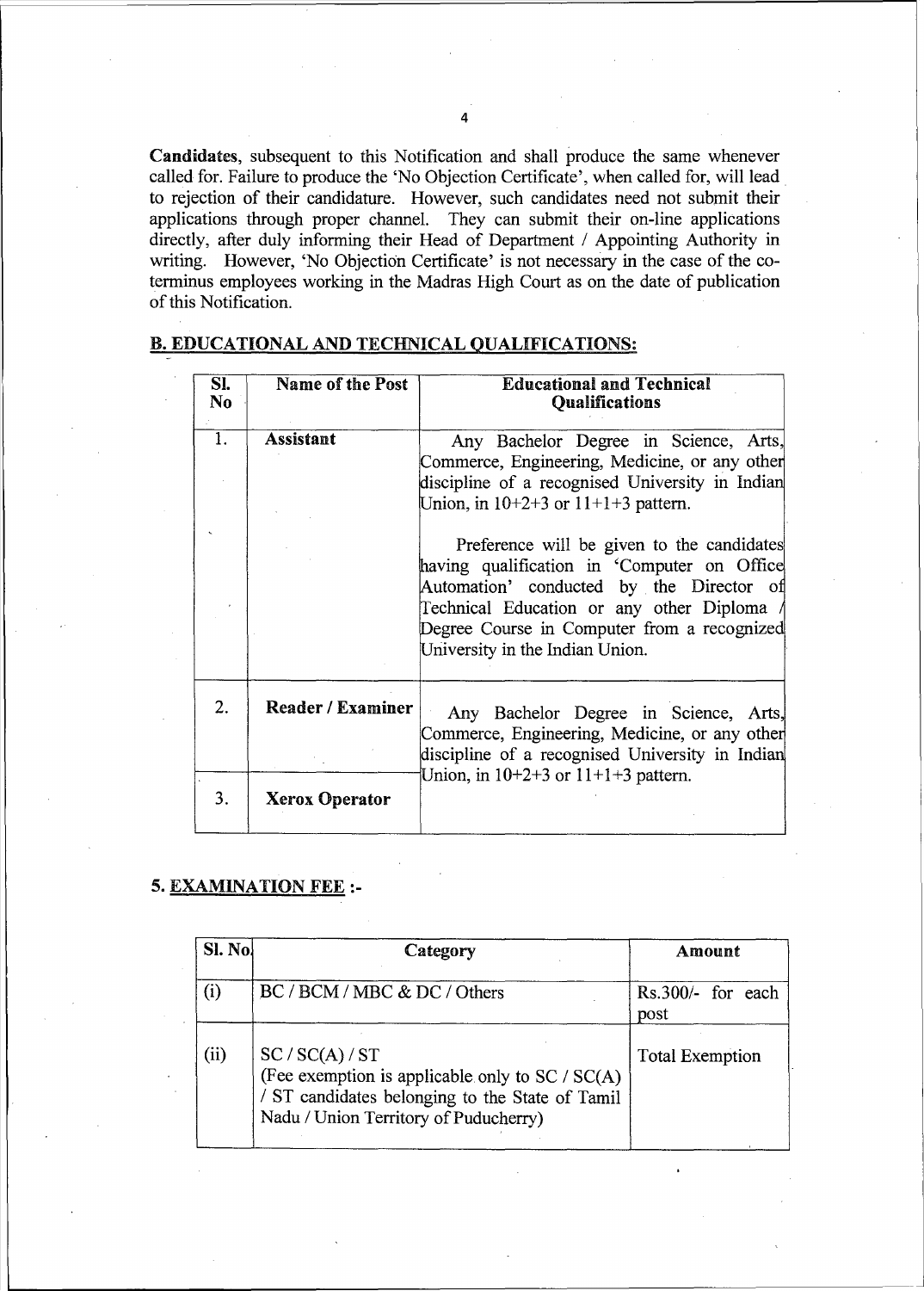**Candidates**, subsequent to this Notification and shall produce the same whenever called for. Failure to produce the 'No Objection Certificate', when called for, will lead to rejection of their candidature. However, such candidates need not submit their applications through proper channel. They can submit their on-line applications directly, after duly informing their Head of Department / Appointing Authority in writing. However, 'No Objection Certificate' is not necessary in the case of the co-terminus employees working in the Madras High Court as on the date of publication of this Notification.

## B. EDUCATIONAL AND TECHNICAL QUALIFICATIONS:

| Sl. No | Name of the Post | Educational and Technical Qualifications |
|---|---|---|
| 1. | **Assistant** | Any Bachelor Degree in Science, Arts, Commerce, Engineering, Medicine, or any other discipline of a recognised University in Indian Union, in 10+2+3 or 11+1+3 pattern.<br><br>Preference will be given to the candidates having qualification in 'Computer on Office Automation' conducted by the Director of Technical Education or any other Diploma / Degree Course in Computer from a recognized University in the Indian Union. |
| 2. | **Reader / Examiner** | Any Bachelor Degree in Science, Arts, Commerce, Engineering, Medicine, or any other discipline of a recognised University in Indian Union, in 10+2+3 or 11+1+3 pattern. |
| 3. | **Xerox Operator** | |

## 5. EXAMINATION FEE :-

| Sl. No | Category | Amount |
|---|---|---|
| (i) | BC / BCM / MBC & DC / Others | Rs.300/- for each post |
| (ii) | SC / SC(A) / ST<br>(Fee exemption is applicable only to SC / SC(A) / ST candidates belonging to the State of Tamil Nadu / Union Territory of Puducherry) | Total Exemption |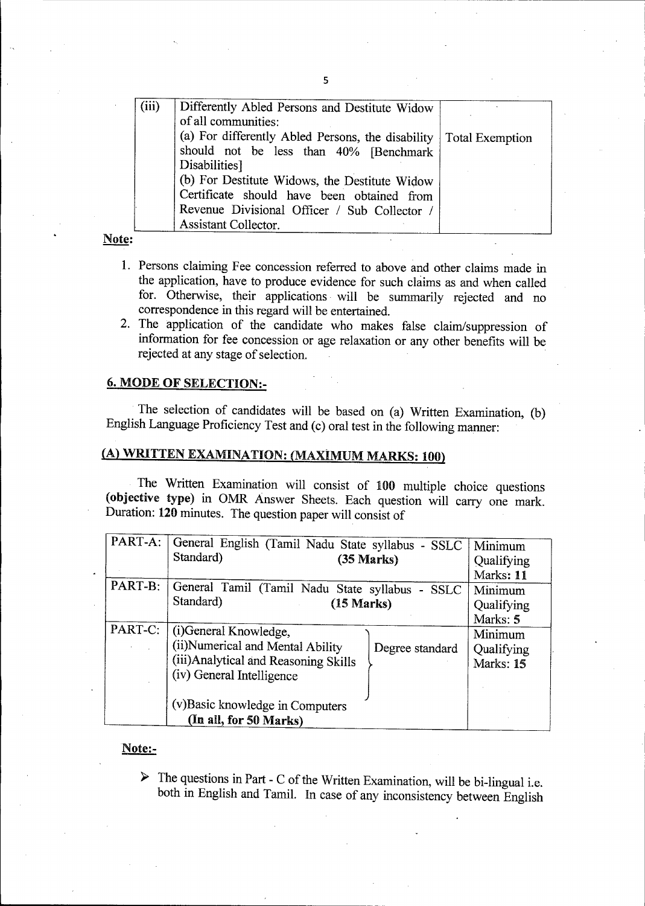| (iii) | Differently Abled Persons and Destitute Widow of all communities:<br>(a) For differently Abled Persons, the disability should not be less than 40% [Benchmark Disabilities]<br>(b) For Destitute Widows, the Destitute Widow Certificate should have been obtained from Revenue Divisional Officer / Sub Collector / Assistant Collector. | Total Exemption |
|---|---|---|

**Note:**

1. Persons claiming Fee concession referred to above and other claims made in the application, have to produce evidence for such claims as and when called for. Otherwise, their applications will be summarily rejected and no correspondence in this regard will be entertained.
2. The application of the candidate who makes false claim/suppression of information for fee concession or age relaxation or any other benefits will be rejected at any stage of selection.

## 6. MODE OF SELECTION:-

The selection of candidates will be based on (a) Written Examination, (b) English Language Proficiency Test and (c) oral test in the following manner:

### (A) WRITTEN EXAMINATION: (MAXIMUM MARKS: 100)

The Written Examination will consist of **100** multiple choice questions **(objective type)** in OMR Answer Sheets. Each question will carry one mark. Duration: **120** minutes. The question paper will consist of

| | | |
|---|---|---|
| PART-A: | General English (Tamil Nadu State syllabus - SSLC Standard) **(35 Marks)** | Minimum Qualifying Marks: **11** |
| PART-B: | General Tamil (Tamil Nadu State syllabus - SSLC Standard) **(15 Marks)** | Minimum Qualifying Marks: **5** |
| PART-C: | (i)General Knowledge,<br>(ii)Numerical and Mental Ability<br>(iii)Analytical and Reasoning Skills<br>(iv) General Intelligence<br>(v)Basic knowledge in Computers<br>Degree standard<br>**(In all, for 50 Marks)** | Minimum Qualifying Marks: **15** |

**Note:-**

- The questions in Part - C of the Written Examination, will be bi-lingual i.e. both in English and Tamil. In case of any inconsistency between English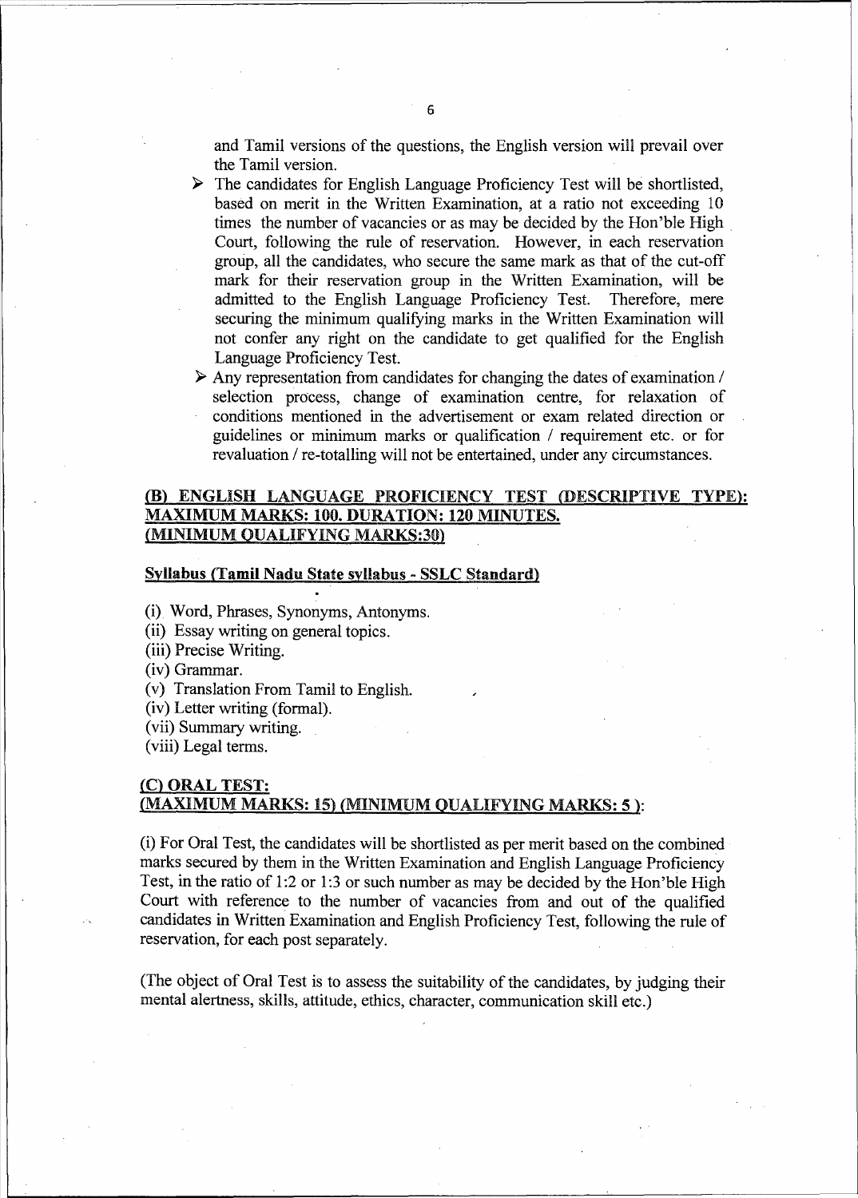and Tamil versions of the questions, the English version will prevail over the Tamil version.

- The candidates for English Language Proficiency Test will be shortlisted, based on merit in the Written Examination, at a ratio not exceeding 10 times the number of vacancies or as may be decided by the Hon'ble High Court, following the rule of reservation. However, in each reservation group, all the candidates, who secure the same mark as that of the cut-off mark for their reservation group in the Written Examination, will be admitted to the English Language Proficiency Test. Therefore, mere securing the minimum qualifying marks in the Written Examination will not confer any right on the candidate to get qualified for the English Language Proficiency Test.
- Any representation from candidates for changing the dates of examination / selection process, change of examination centre, for relaxation of conditions mentioned in the advertisement or exam related direction or guidelines or minimum marks or qualification / requirement etc. or for revaluation / re-totalling will not be entertained, under any circumstances.

## (B) ENGLISH LANGUAGE PROFICIENCY TEST (DESCRIPTIVE TYPE): MAXIMUM MARKS: 100. DURATION: 120 MINUTES. (MINIMUM QUALIFYING MARKS:30)

**Syllabus (Tamil Nadu State syllabus - SSLC Standard)**

(i) Word, Phrases, Synonyms, Antonyms.
(ii) Essay writing on general topics.
(iii) Precise Writing.
(iv) Grammar.
(v) Translation From Tamil to English.
(iv) Letter writing (formal).
(vii) Summary writing.
(viii) Legal terms.

## (C) ORAL TEST: (MAXIMUM MARKS: 15) (MINIMUM QUALIFYING MARKS: 5 ):

(i) For Oral Test, the candidates will be shortlisted as per merit based on the combined marks secured by them in the Written Examination and English Language Proficiency Test, in the ratio of 1:2 or 1:3 or such number as may be decided by the Hon'ble High Court with reference to the number of vacancies from and out of the qualified candidates in Written Examination and English Proficiency Test, following the rule of reservation, for each post separately.

(The object of Oral Test is to assess the suitability of the candidates, by judging their mental alertness, skills, attitude, ethics, character, communication skill etc.)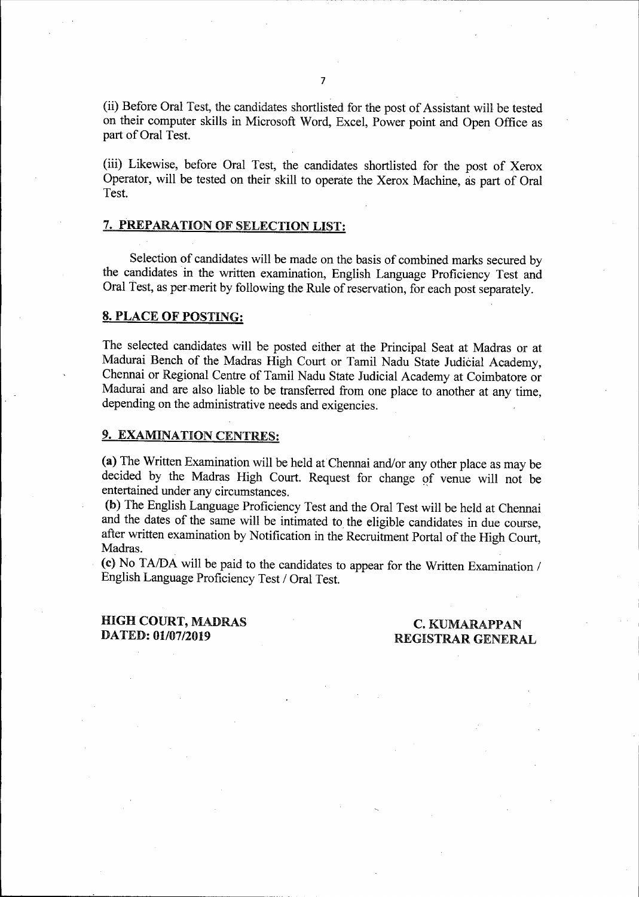(ii) Before Oral Test, the candidates shortlisted for the post of Assistant will be tested on their computer skills in Microsoft Word, Excel, Power point and Open Office as part of Oral Test.

(iii) Likewise, before Oral Test, the candidates shortlisted for the post of Xerox Operator, will be tested on their skill to operate the Xerox Machine, as part of Oral Test.

## 7. PREPARATION OF SELECTION LIST:

Selection of candidates will be made on the basis of combined marks secured by the candidates in the written examination, English Language Proficiency Test and Oral Test, as per merit by following the Rule of reservation, for each post separately.

## 8. PLACE OF POSTING:

The selected candidates will be posted either at the Principal Seat at Madras or at Madurai Bench of the Madras High Court or Tamil Nadu State Judicial Academy, Chennai or Regional Centre of Tamil Nadu State Judicial Academy at Coimbatore or Madurai and are also liable to be transferred from one place to another at any time, depending on the administrative needs and exigencies.

## 9. EXAMINATION CENTRES:

**(a)** The Written Examination will be held at Chennai and/or any other place as may be decided by the Madras High Court. Request for change of venue will not be entertained under any circumstances.

**(b)** The English Language Proficiency Test and the Oral Test will be held at Chennai and the dates of the same will be intimated to the eligible candidates in due course, after written examination by Notification in the Recruitment Portal of the High Court, Madras.

**(c)** No TA/DA will be paid to the candidates to appear for the Written Examination / English Language Proficiency Test / Oral Test.

**HIGH COURT, MADRAS**
**DATED: 01/07/2019**

**C. KUMARAPPAN**
**REGISTRAR GENERAL**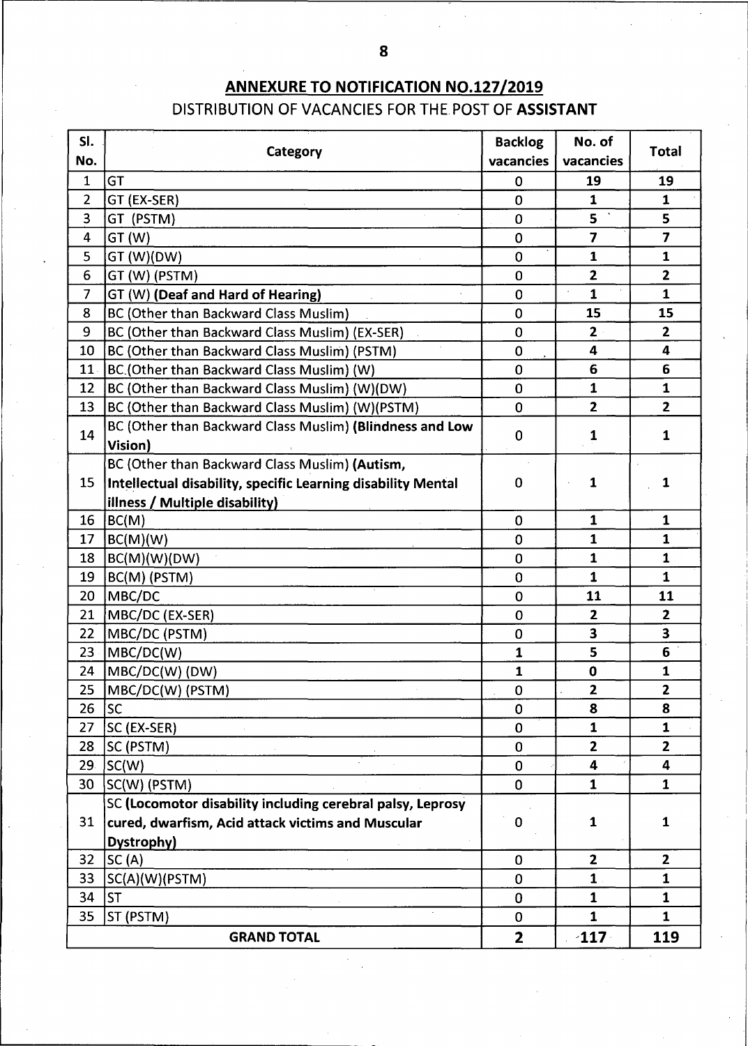## ANNEXURE TO NOTIFICATION NO.127/2019

DISTRIBUTION OF VACANCIES FOR THE POST OF **ASSISTANT**

| Sl. No. | Category | Backlog vacancies | No. of vacancies | Total |
|---|---|---|---|---|
| 1 | GT | 0 | 19 | 19 |
| 2 | GT (EX-SER) | 0 | 1 | 1 |
| 3 | GT (PSTM) | 0 | 5 | 5 |
| 4 | GT (W) | 0 | 7 | 7 |
| 5 | GT (W)(DW) | 0 | 1 | 1 |
| 6 | GT (W) (PSTM) | 0 | 2 | 2 |
| 7 | GT (W) **(Deaf and Hard of Hearing)** | 0 | 1 | 1 |
| 8 | BC (Other than Backward Class Muslim) | 0 | 15 | 15 |
| 9 | BC (Other than Backward Class Muslim) (EX-SER) | 0 | 2 | 2 |
| 10 | BC (Other than Backward Class Muslim) (PSTM) | 0 | 4 | 4 |
| 11 | BC (Other than Backward Class Muslim) (W) | 0 | 6 | 6 |
| 12 | BC (Other than Backward Class Muslim) (W)(DW) | 0 | 1 | 1 |
| 13 | BC (Other than Backward Class Muslim) (W)(PSTM) | 0 | 2 | 2 |
| 14 | BC (Other than Backward Class Muslim) **(Blindness and Low Vision)** | 0 | 1 | 1 |
| 15 | BC (Other than Backward Class Muslim) **(Autism, Intellectual disability, specific Learning disability Mental illness / Multiple disability)** | 0 | 1 | 1 |
| 16 | BC(M) | 0 | 1 | 1 |
| 17 | BC(M)(W) | 0 | 1 | 1 |
| 18 | BC(M)(W)(DW) | 0 | 1 | 1 |
| 19 | BC(M) (PSTM) | 0 | 1 | 1 |
| 20 | MBC/DC | 0 | 11 | 11 |
| 21 | MBC/DC (EX-SER) | 0 | 2 | 2 |
| 22 | MBC/DC (PSTM) | 0 | 3 | 3 |
| 23 | MBC/DC(W) | 1 | 5 | 6 |
| 24 | MBC/DC(W) (DW) | 1 | 0 | 1 |
| 25 | MBC/DC(W) (PSTM) | 0 | 2 | 2 |
| 26 | SC | 0 | 8 | 8 |
| 27 | SC (EX-SER) | 0 | 1 | 1 |
| 28 | SC (PSTM) | 0 | 2 | 2 |
| 29 | SC(W) | 0 | 4 | 4 |
| 30 | SC(W) (PSTM) | 0 | 1 | 1 |
| 31 | SC **(Locomotor disability including cerebral palsy, Leprosy cured, dwarfism, Acid attack victims and Muscular Dystrophy)** | 0 | 1 | 1 |
| 32 | SC (A) | 0 | 2 | 2 |
| 33 | SC(A)(W)(PSTM) | 0 | 1 | 1 |
| 34 | ST | 0 | 1 | 1 |
| 35 | ST (PSTM) | 0 | 1 | 1 |
| | **GRAND TOTAL** | **2** | **117** | **119** |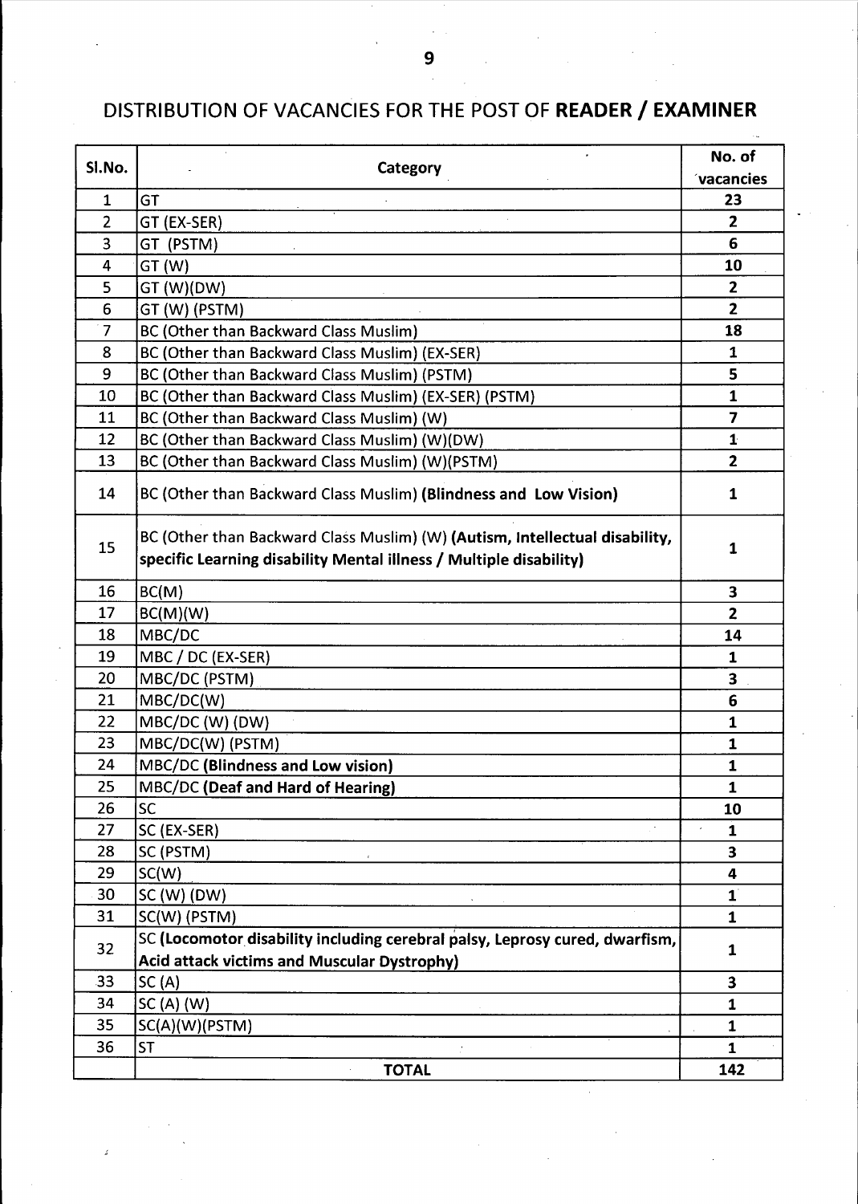## DISTRIBUTION OF VACANCIES FOR THE POST OF **READER / EXAMINER**

| Sl.No. | Category | No. of vacancies |
|---|---|---|
| 1 | GT | **23** |
| 2 | GT (EX-SER) | **2** |
| 3 | GT (PSTM) | **6** |
| 4 | GT (W) | **10** |
| 5 | GT (W)(DW) | **2** |
| 6 | GT (W) (PSTM) | **2** |
| 7 | BC (Other than Backward Class Muslim) | **18** |
| 8 | BC (Other than Backward Class Muslim) (EX-SER) | **1** |
| 9 | BC (Other than Backward Class Muslim) (PSTM) | **5** |
| 10 | BC (Other than Backward Class Muslim) (EX-SER) (PSTM) | **1** |
| 11 | BC (Other than Backward Class Muslim) (W) | **7** |
| 12 | BC (Other than Backward Class Muslim) (W)(DW) | **1** |
| 13 | BC (Other than Backward Class Muslim) (W)(PSTM) | **2** |
| 14 | BC (Other than Backward Class Muslim) **(Blindness and Low Vision)** | **1** |
| 15 | BC (Other than Backward Class Muslim) (W) **(Autism, Intellectual disability, specific Learning disability Mental illness / Multiple disability)** | **1** |
| 16 | BC(M) | **3** |
| 17 | BC(M)(W) | **2** |
| 18 | MBC/DC | **14** |
| 19 | MBC / DC (EX-SER) | **1** |
| 20 | MBC/DC (PSTM) | **3** |
| 21 | MBC/DC(W) | **6** |
| 22 | MBC/DC (W) (DW) | **1** |
| 23 | MBC/DC(W) (PSTM) | **1** |
| 24 | MBC/DC **(Blindness and Low vision)** | **1** |
| 25 | MBC/DC **(Deaf and Hard of Hearing)** | **1** |
| 26 | SC | **10** |
| 27 | SC (EX-SER) | **1** |
| 28 | SC (PSTM) | **3** |
| 29 | SC(W) | **4** |
| 30 | SC (W) (DW) | **1** |
| 31 | SC(W) (PSTM) | **1** |
| 32 | SC **(Locomotor disability including cerebral palsy, Leprosy cured, dwarfism, Acid attack victims and Muscular Dystrophy)** | **1** |
| 33 | SC (A) | **3** |
| 34 | SC (A) (W) | **1** |
| 35 | SC(A)(W)(PSTM) | **1** |
| 36 | ST | **1** |
| | **TOTAL** | **142** |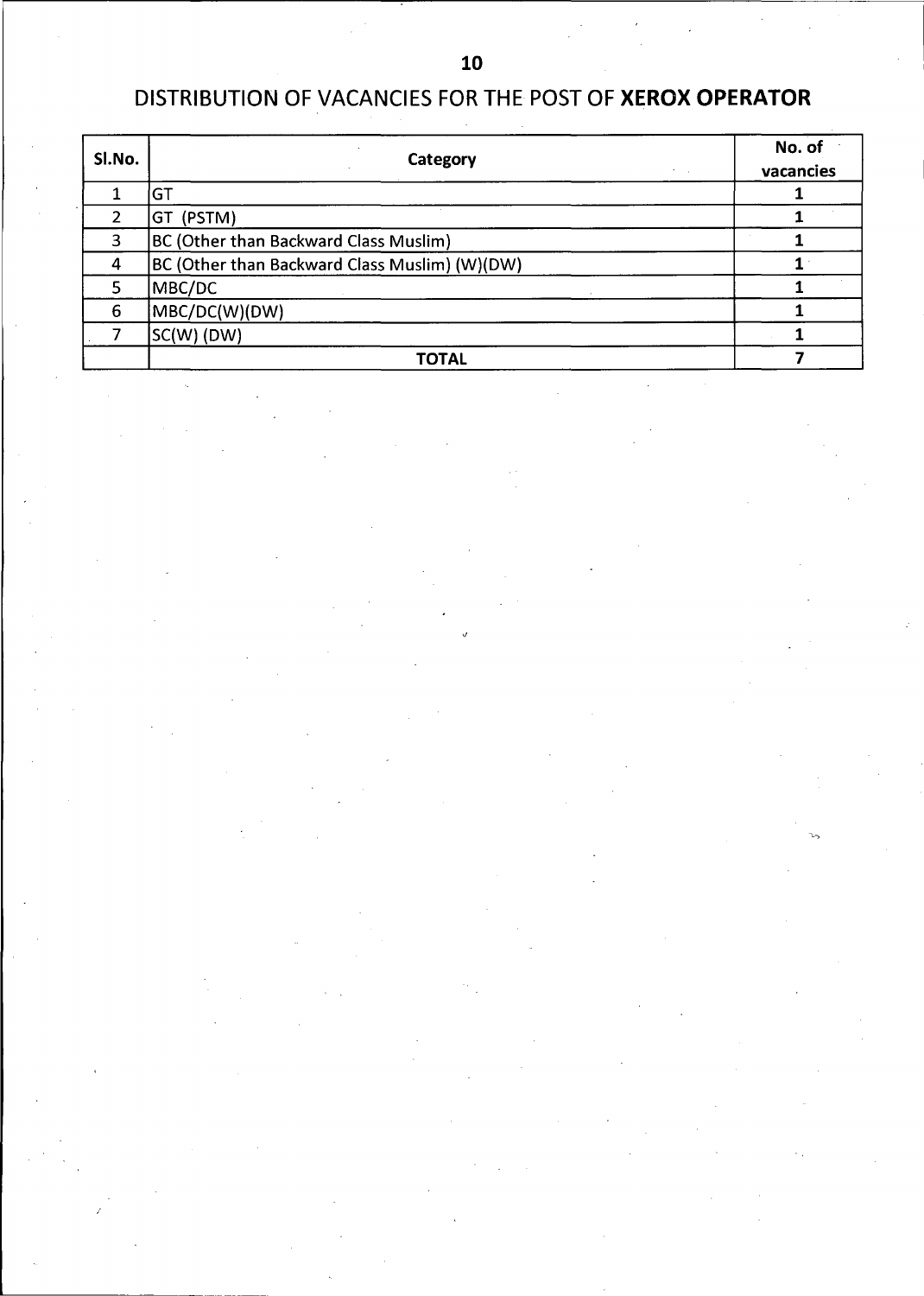## DISTRIBUTION OF VACANCIES FOR THE POST OF **XEROX OPERATOR**

| Sl.No. | Category | No. of vacancies |
|---|---|---|
| 1 | GT | 1 |
| 2 | GT (PSTM) | 1 |
| 3 | BC (Other than Backward Class Muslim) | 1 |
| 4 | BC (Other than Backward Class Muslim) (W)(DW) | 1 |
| 5 | MBC/DC | 1 |
| 6 | MBC/DC(W)(DW) | 1 |
| 7 | SC(W) (DW) | 1 |
| | **TOTAL** | 7 |